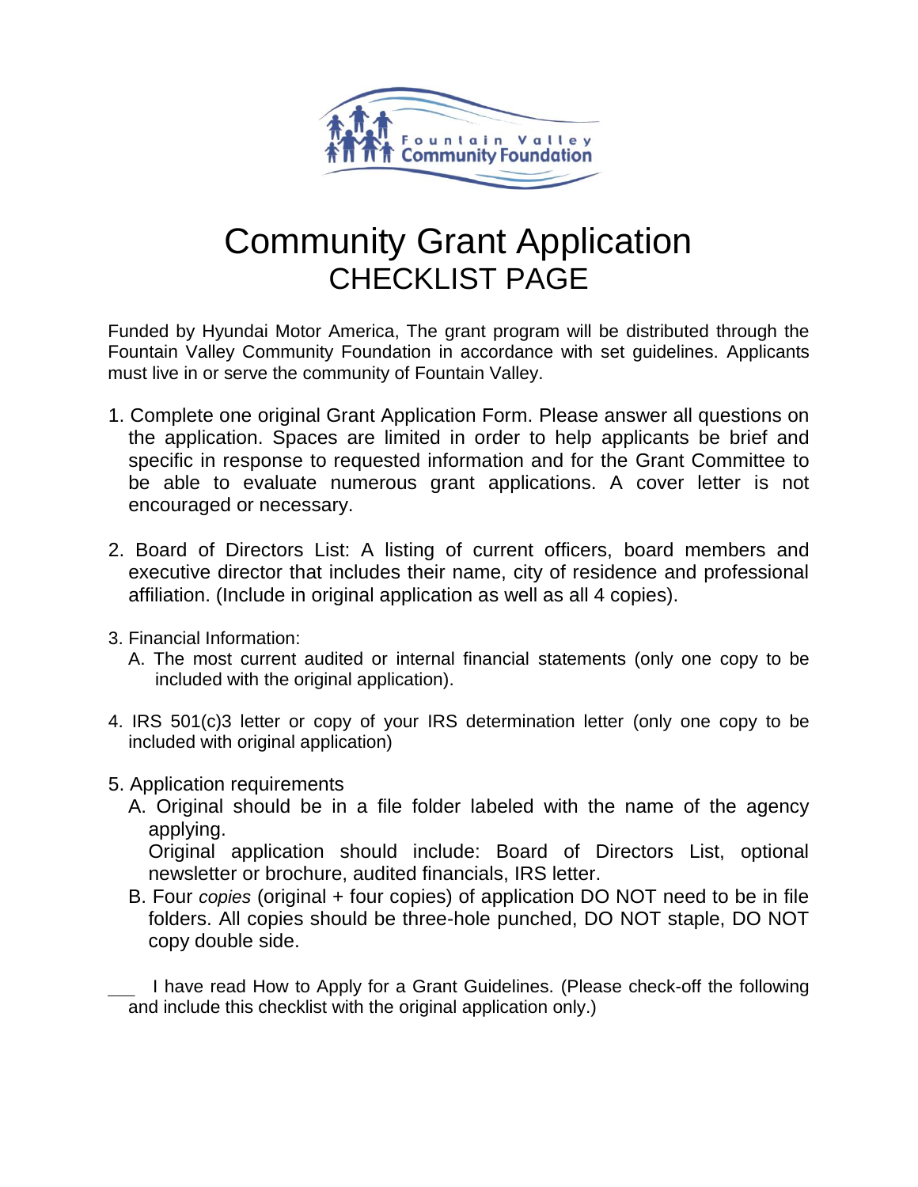# Community Grant Application
## CHECKLIST PAGE

Funded by Hyundai Motor America, The grant program will be distributed through the Fountain Valley Community Foundation in accordance with set guidelines. Applicants must live in or serve the community of Fountain Valley.

1. Complete one original Grant Application Form. Please answer all questions on the application. Spaces are limited in order to help applicants be brief and specific in response to requested information and for the Grant Committee to be able to evaluate numerous grant applications. A cover letter is not encouraged or necessary.

2. Board of Directors List: A listing of current officers, board members and executive director that includes their name, city of residence and professional affiliation. (Include in original application as well as all 4 copies).

3. Financial Information:
   A. The most current audited or internal financial statements (only one copy to be included with the original application).

4. IRS 501(c)3 letter or copy of your IRS determination letter (only one copy to be included with original application)

5. Application requirements
   A. Original should be in a file folder labeled with the name of the agency applying.
      Original application should include: Board of Directors List, optional newsletter or brochure, audited financials, IRS letter.
   B. Four *copies* (original + four copies) of application DO NOT need to be in file folders. All copies should be three-hole punched, DO NOT staple, DO NOT copy double side.

___ I have read How to Apply for a Grant Guidelines. (Please check-off the following and include this checklist with the original application only.)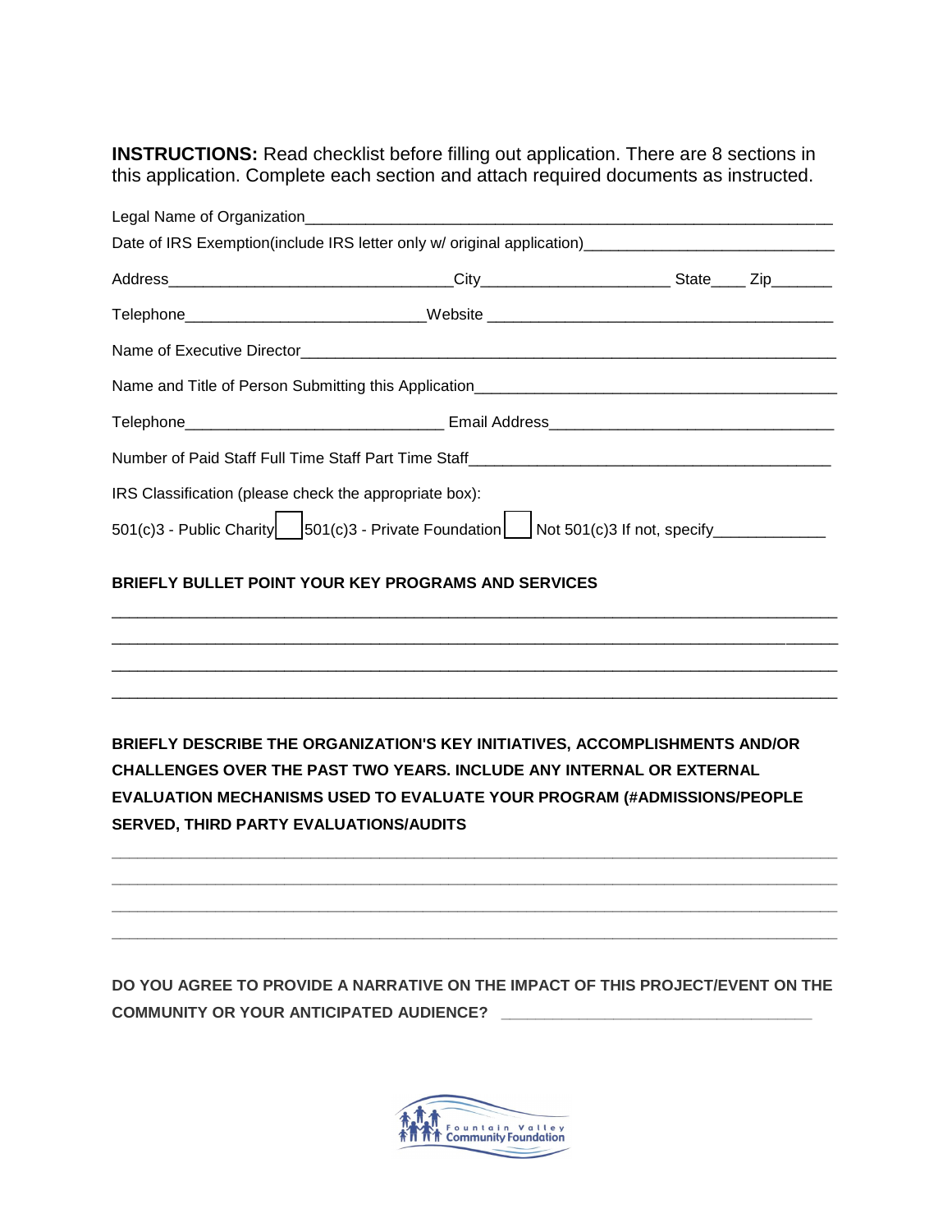**INSTRUCTIONS:** Read checklist before filling out application. There are 8 sections in this application. Complete each section and attach required documents as instructed.

Legal Name of Organization_______________________________________________________________

Date of IRS Exemption(include IRS letter only w/ original application)____________________________

Address________________________________City_____________________ State____ Zip_______

Telephone___________________________Website ________________________________________

Name of Executive Director_______________________________________________________________

Name and Title of Person Submitting this Application__________________________________________

Telephone_____________________________ Email Address________________________________

Number of Paid Staff Full Time Staff Part Time Staff_________________________________________

IRS Classification (please check the appropriate box):

501(c)3 - Public Charity ☐ 501(c)3 - Private Foundation ☐ Not 501(c)3 If not, specify_____________

**BRIEFLY BULLET POINT YOUR KEY PROGRAMS AND SERVICES**

______________________________________________________________________________

______________________________________________________________________________

______________________________________________________________________________

______________________________________________________________________________

**BRIEFLY DESCRIBE THE ORGANIZATION'S KEY INITIATIVES, ACCOMPLISHMENTS AND/OR CHALLENGES OVER THE PAST TWO YEARS. INCLUDE ANY INTERNAL OR EXTERNAL EVALUATION MECHANISMS USED TO EVALUATE YOUR PROGRAM (#ADMISSIONS/PEOPLE SERVED, THIRD PARTY EVALUATIONS/AUDITS**

______________________________________________________________________________

______________________________________________________________________________

______________________________________________________________________________

______________________________________________________________________________

**DO YOU AGREE TO PROVIDE A NARRATIVE ON THE IMPACT OF THIS PROJECT/EVENT ON THE COMMUNITY OR YOUR ANTICIPATED AUDIENCE?** ____________________________________

Fountain Valley Community Foundation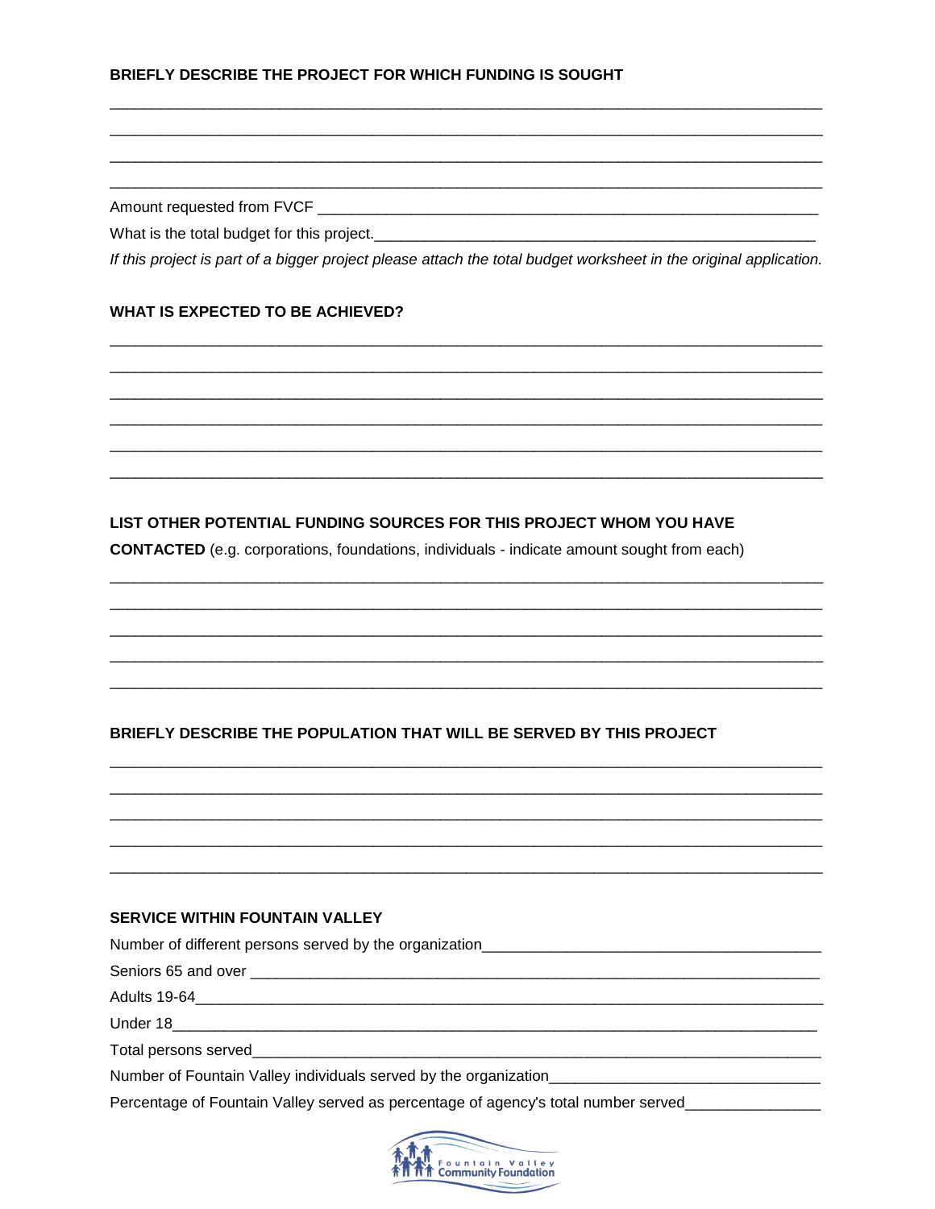**BRIEFLY DESCRIBE THE PROJECT FOR WHICH FUNDING IS SOUGHT**

______________________________________________________________________________

______________________________________________________________________________

______________________________________________________________________________

______________________________________________________________________________

Amount requested from FVCF ______________________________________________________

What is the total budget for this project.____________________________________________

*If this project is part of a bigger project please attach the total budget worksheet in the original application.*

**WHAT IS EXPECTED TO BE ACHIEVED?**

______________________________________________________________________________

______________________________________________________________________________

______________________________________________________________________________

______________________________________________________________________________

______________________________________________________________________________

______________________________________________________________________________

**LIST OTHER POTENTIAL FUNDING SOURCES FOR THIS PROJECT WHOM YOU HAVE CONTACTED** (e.g. corporations, foundations, individuals - indicate amount sought from each)

______________________________________________________________________________

______________________________________________________________________________

______________________________________________________________________________

______________________________________________________________________________

______________________________________________________________________________

**BRIEFLY DESCRIBE THE POPULATION THAT WILL BE SERVED BY THIS PROJECT**

______________________________________________________________________________

______________________________________________________________________________

______________________________________________________________________________

______________________________________________________________________________

______________________________________________________________________________

**SERVICE WITHIN FOUNTAIN VALLEY**

Number of different persons served by the organization________________________________

Seniors 65 and over ___________________________________________________________

Adults 19-64_________________________________________________________________

Under 18____________________________________________________________________

Total persons served___________________________________________________________

Number of Fountain Valley individuals served by the organization_________________________

Percentage of Fountain Valley served as percentage of agency's total number served______________

Fountain Valley Community Foundation